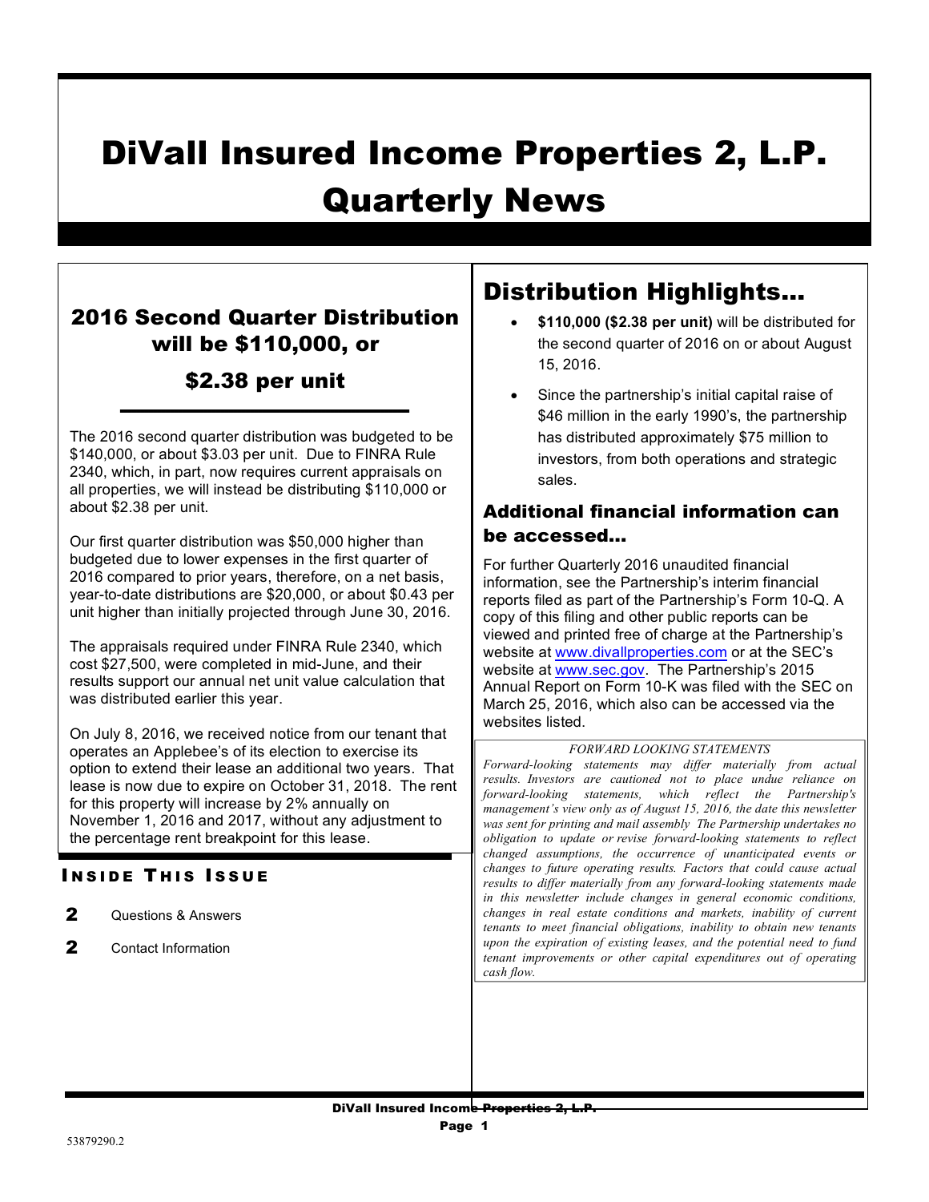# DiVall Insured Income Properties 2, L.P.
# Quarterly News

## 2016 Second Quarter Distribution will be $110,000, or $2.38 per unit

The 2016 second quarter distribution was budgeted to be $140,000, or about $3.03 per unit. Due to FINRA Rule 2340, which, in part, now requires current appraisals on all properties, we will instead be distributing $110,000 or about $2.38 per unit.

Our first quarter distribution was $50,000 higher than budgeted due to lower expenses in the first quarter of 2016 compared to prior years, therefore, on a net basis, year-to-date distributions are $20,000, or about $0.43 per unit higher than initially projected through June 30, 2016.

The appraisals required under FINRA Rule 2340, which cost $27,500, were completed in mid-June, and their results support our annual net unit value calculation that was distributed earlier this year.

On July 8, 2016, we received notice from our tenant that operates an Applebee's of its election to exercise its option to extend their lease an additional two years. That lease is now due to expire on October 31, 2018. The rent for this property will increase by 2% annually on November 1, 2016 and 2017, without any adjustment to the percentage rent breakpoint for this lease.

### Inside This Issue

- **2** Questions & Answers
- **2** Contact Information

## Distribution Highlights…

- **$110,000 ($2.38 per unit)** will be distributed for the second quarter of 2016 on or about August 15, 2016.
- Since the partnership's initial capital raise of $46 million in the early 1990's, the partnership has distributed approximately $75 million to investors, from both operations and strategic sales.

### Additional financial information can be accessed…

For further Quarterly 2016 unaudited financial information, see the Partnership's interim financial reports filed as part of the Partnership's Form 10-Q. A copy of this filing and other public reports can be viewed and printed free of charge at the Partnership's website at www.divallproperties.com or at the SEC's website at www.sec.gov. The Partnership's 2015 Annual Report on Form 10-K was filed with the SEC on March 25, 2016, which also can be accessed via the websites listed.

*FORWARD LOOKING STATEMENTS*

*Forward-looking statements may differ materially from actual results. Investors are cautioned not to place undue reliance on forward-looking statements, which reflect the Partnership's management's view only as of August 15, 2016, the date this newsletter was sent for printing and mail assembly The Partnership undertakes no obligation to update or revise forward-looking statements to reflect changed assumptions, the occurrence of unanticipated events or changes to future operating results. Factors that could cause actual results to differ materially from any forward-looking statements made in this newsletter include changes in general economic conditions, changes in real estate conditions and markets, inability of current tenants to meet financial obligations, inability to obtain new tenants upon the expiration of existing leases, and the potential need to fund tenant improvements or other capital expenditures out of operating cash flow.*

53879290.2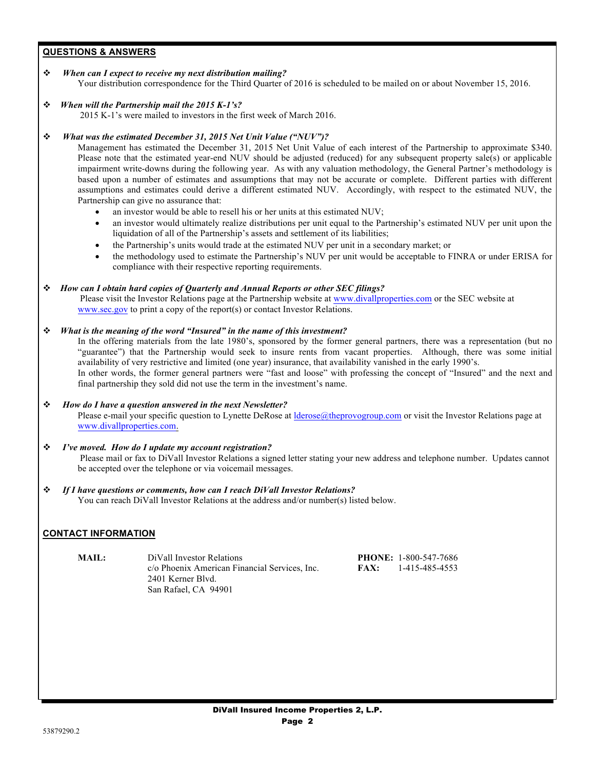## QUESTIONS & ANSWERS

❖ ***When can I expect to receive my next distribution mailing?***
Your distribution correspondence for the Third Quarter of 2016 is scheduled to be mailed on or about November 15, 2016.

❖ ***When will the Partnership mail the 2015 K-1's?***
2015 K-1's were mailed to investors in the first week of March 2016.

❖ ***What was the estimated December 31, 2015 Net Unit Value ("NUV")?***
Management has estimated the December 31, 2015 Net Unit Value of each interest of the Partnership to approximate $340. Please note that the estimated year-end NUV should be adjusted (reduced) for any subsequent property sale(s) or applicable impairment write-downs during the following year. As with any valuation methodology, the General Partner's methodology is based upon a number of estimates and assumptions that may not be accurate or complete. Different parties with different assumptions and estimates could derive a different estimated NUV. Accordingly, with respect to the estimated NUV, the Partnership can give no assurance that:

- an investor would be able to resell his or her units at this estimated NUV;
- an investor would ultimately realize distributions per unit equal to the Partnership's estimated NUV per unit upon the liquidation of all of the Partnership's assets and settlement of its liabilities;
- the Partnership's units would trade at the estimated NUV per unit in a secondary market; or
- the methodology used to estimate the Partnership's NUV per unit would be acceptable to FINRA or under ERISA for compliance with their respective reporting requirements.

❖ ***How can I obtain hard copies of Quarterly and Annual Reports or other SEC filings?***
Please visit the Investor Relations page at the Partnership website at www.divallproperties.com or the SEC website at www.sec.gov to print a copy of the report(s) or contact Investor Relations.

❖ ***What is the meaning of the word "Insured" in the name of this investment?***
In the offering materials from the late 1980's, sponsored by the former general partners, there was a representation (but no "guarantee") that the Partnership would seek to insure rents from vacant properties. Although, there was some initial availability of very restrictive and limited (one year) insurance, that availability vanished in the early 1990's.
In other words, the former general partners were "fast and loose" with professing the concept of "Insured" and the next and final partnership they sold did not use the term in the investment's name.

❖ ***How do I have a question answered in the next Newsletter?***
Please e-mail your specific question to Lynette DeRose at lderose@theprovogroup.com or visit the Investor Relations page at www.divallproperties.com.

❖ ***I've moved. How do I update my account registration?***
Please mail or fax to DiVall Investor Relations a signed letter stating your new address and telephone number. Updates cannot be accepted over the telephone or via voicemail messages.

❖ ***If I have questions or comments, how can I reach DiVall Investor Relations?***
You can reach DiVall Investor Relations at the address and/or number(s) listed below.

## CONTACT INFORMATION

**MAIL:**
DiVall Investor Relations
c/o Phoenix American Financial Services, Inc.
2401 Kerner Blvd.
San Rafael, CA 94901

**PHONE:** 1-800-547-7686
**FAX:** 1-415-485-4553

53879290.2